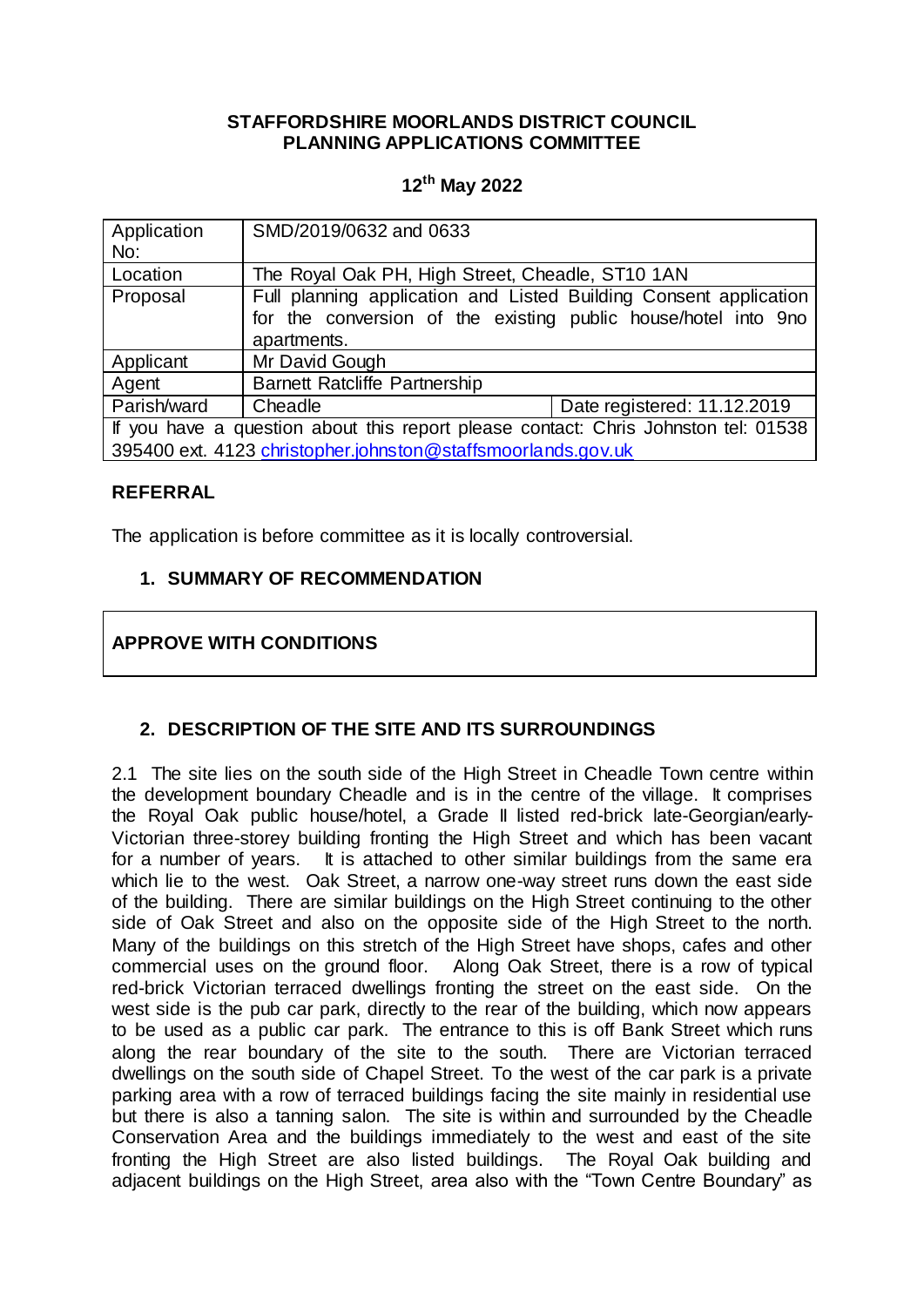# STAFFORDSHIRE MOORLANDS DISTRICT COUNCIL
# PLANNING APPLICATIONS COMMITTEE

## 12th May 2022

| Application No: | SMD/2019/0632 and 0633 | |
|---|---|---|
| Location | The Royal Oak PH, High Street, Cheadle, ST10 1AN | |
| Proposal | Full planning application and Listed Building Consent application for the conversion of the existing public house/hotel into 9no apartments. | |
| Applicant | Mr David Gough | |
| Agent | Barnett Ratcliffe Partnership | |
| Parish/ward | Cheadle | Date registered: 11.12.2019 |
| If you have a question about this report please contact: Chris Johnston tel: 01538 395400 ext. 4123 christopher.johnston@staffsmoorlands.gov.uk | | |

**REFERRAL**

The application is before committee as it is locally controversial.

**1. SUMMARY OF RECOMMENDATION**

**APPROVE WITH CONDITIONS**

**2. DESCRIPTION OF THE SITE AND ITS SURROUNDINGS**

2.1 The site lies on the south side of the High Street in Cheadle Town centre within the development boundary Cheadle and is in the centre of the village. It comprises the Royal Oak public house/hotel, a Grade II listed red-brick late-Georgian/early-Victorian three-storey building fronting the High Street and which has been vacant for a number of years. It is attached to other similar buildings from the same era which lie to the west. Oak Street, a narrow one-way street runs down the east side of the building. There are similar buildings on the High Street continuing to the other side of Oak Street and also on the opposite side of the High Street to the north. Many of the buildings on this stretch of the High Street have shops, cafes and other commercial uses on the ground floor. Along Oak Street, there is a row of typical red-brick Victorian terraced dwellings fronting the street on the east side. On the west side is the pub car park, directly to the rear of the building, which now appears to be used as a public car park. The entrance to this is off Bank Street which runs along the rear boundary of the site to the south. There are Victorian terraced dwellings on the south side of Chapel Street. To the west of the car park is a private parking area with a row of terraced buildings facing the site mainly in residential use but there is also a tanning salon. The site is within and surrounded by the Cheadle Conservation Area and the buildings immediately to the west and east of the site fronting the High Street are also listed buildings. The Royal Oak building and adjacent buildings on the High Street, area also with the "Town Centre Boundary" as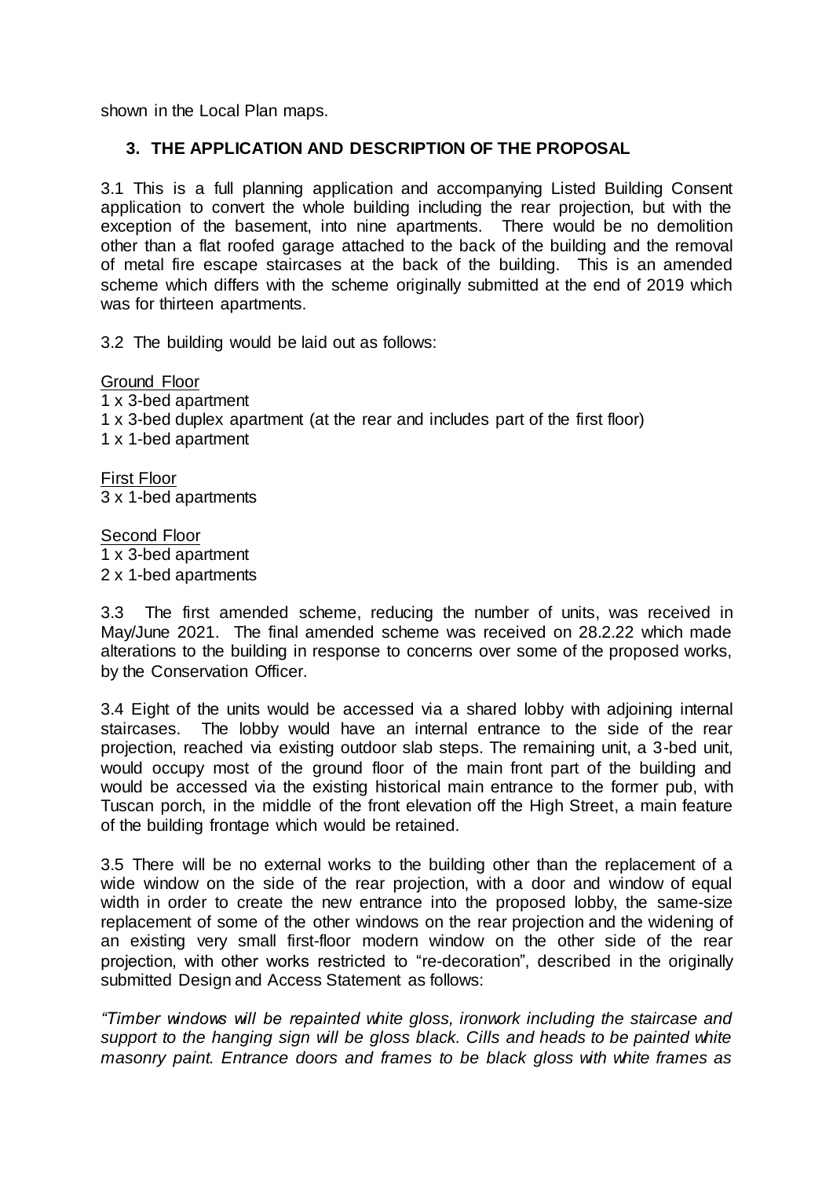shown in the Local Plan maps.

## 3. THE APPLICATION AND DESCRIPTION OF THE PROPOSAL

3.1 This is a full planning application and accompanying Listed Building Consent application to convert the whole building including the rear projection, but with the exception of the basement, into nine apartments. There would be no demolition other than a flat roofed garage attached to the back of the building and the removal of metal fire escape staircases at the back of the building. This is an amended scheme which differs with the scheme originally submitted at the end of 2019 which was for thirteen apartments.

3.2 The building would be laid out as follows:

Ground Floor
1 x 3-bed apartment
1 x 3-bed duplex apartment (at the rear and includes part of the first floor)
1 x 1-bed apartment

First Floor
3 x 1-bed apartments

Second Floor
1 x 3-bed apartment
2 x 1-bed apartments

3.3 The first amended scheme, reducing the number of units, was received in May/June 2021. The final amended scheme was received on 28.2.22 which made alterations to the building in response to concerns over some of the proposed works, by the Conservation Officer.

3.4 Eight of the units would be accessed via a shared lobby with adjoining internal staircases. The lobby would have an internal entrance to the side of the rear projection, reached via existing outdoor slab steps. The remaining unit, a 3-bed unit, would occupy most of the ground floor of the main front part of the building and would be accessed via the existing historical main entrance to the former pub, with Tuscan porch, in the middle of the front elevation off the High Street, a main feature of the building frontage which would be retained.

3.5 There will be no external works to the building other than the replacement of a wide window on the side of the rear projection, with a door and window of equal width in order to create the new entrance into the proposed lobby, the same-size replacement of some of the other windows on the rear projection and the widening of an existing very small first-floor modern window on the other side of the rear projection, with other works restricted to "re-decoration", described in the originally submitted Design and Access Statement as follows:

*"Timber windows will be repainted white gloss, ironwork including the staircase and support to the hanging sign will be gloss black. Cills and heads to be painted white masonry paint. Entrance doors and frames to be black gloss with white frames as*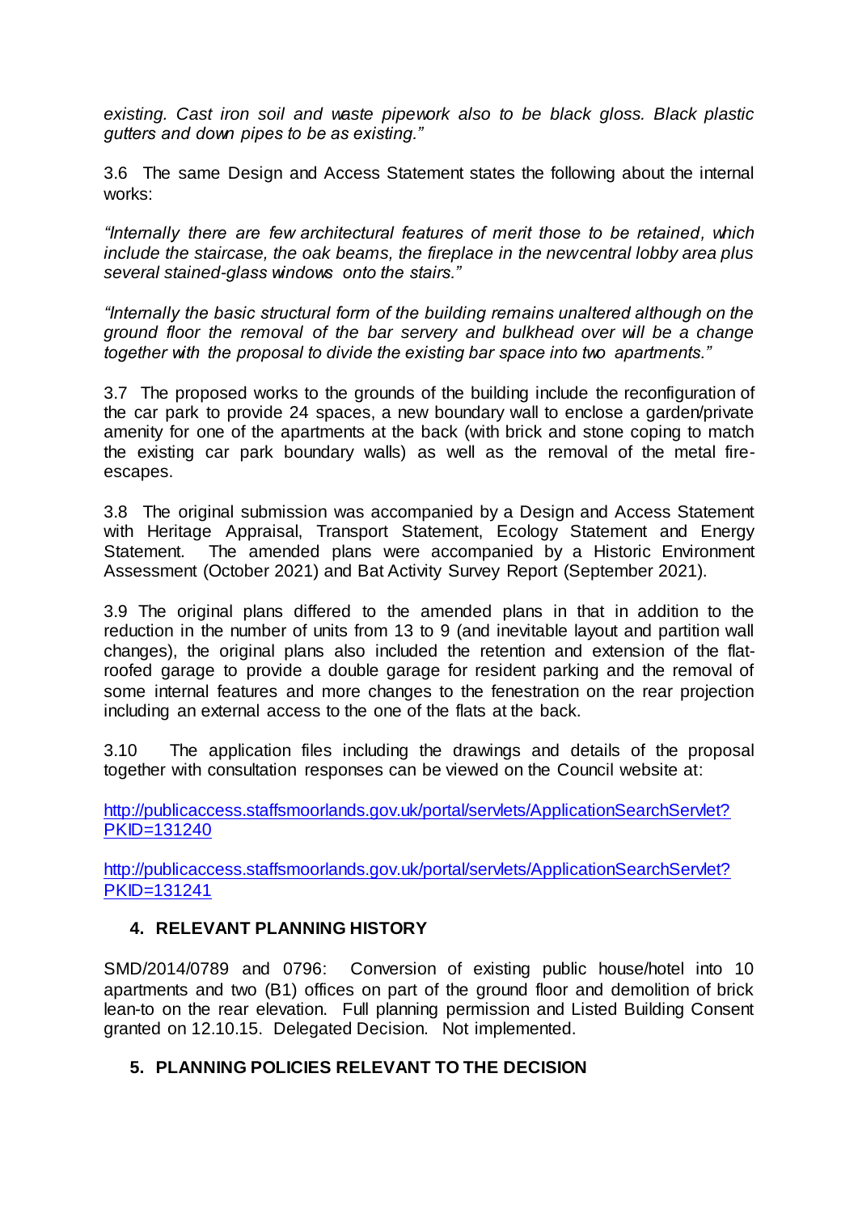*existing. Cast iron soil and waste pipework also to be black gloss. Black plastic gutters and down pipes to be as existing."*

3.6 The same Design and Access Statement states the following about the internal works:

*"Internally there are few architectural features of merit those to be retained, which include the staircase, the oak beams, the fireplace in the new central lobby area plus several stained-glass windows onto the stairs."*

*"Internally the basic structural form of the building remains unaltered although on the ground floor the removal of the bar servery and bulkhead over will be a change together with the proposal to divide the existing bar space into two apartments."*

3.7 The proposed works to the grounds of the building include the reconfiguration of the car park to provide 24 spaces, a new boundary wall to enclose a garden/private amenity for one of the apartments at the back (with brick and stone coping to match the existing car park boundary walls) as well as the removal of the metal fire-escapes.

3.8 The original submission was accompanied by a Design and Access Statement with Heritage Appraisal, Transport Statement, Ecology Statement and Energy Statement. The amended plans were accompanied by a Historic Environment Assessment (October 2021) and Bat Activity Survey Report (September 2021).

3.9 The original plans differed to the amended plans in that in addition to the reduction in the number of units from 13 to 9 (and inevitable layout and partition wall changes), the original plans also included the retention and extension of the flat-roofed garage to provide a double garage for resident parking and the removal of some internal features and more changes to the fenestration on the rear projection including an external access to the one of the flats at the back.

3.10 The application files including the drawings and details of the proposal together with consultation responses can be viewed on the Council website at:

[http://publicaccess.staffsmoorlands.gov.uk/portal/servlets/ApplicationSearchServlet?PKID=131240](http://publicaccess.staffsmoorlands.gov.uk/portal/servlets/ApplicationSearchServlet?PKID=131240)

[http://publicaccess.staffsmoorlands.gov.uk/portal/servlets/ApplicationSearchServlet?PKID=131241](http://publicaccess.staffsmoorlands.gov.uk/portal/servlets/ApplicationSearchServlet?PKID=131241)

## 4. RELEVANT PLANNING HISTORY

SMD/2014/0789 and 0796: Conversion of existing public house/hotel into 10 apartments and two (B1) offices on part of the ground floor and demolition of brick lean-to on the rear elevation. Full planning permission and Listed Building Consent granted on 12.10.15. Delegated Decision. Not implemented.

## 5. PLANNING POLICIES RELEVANT TO THE DECISION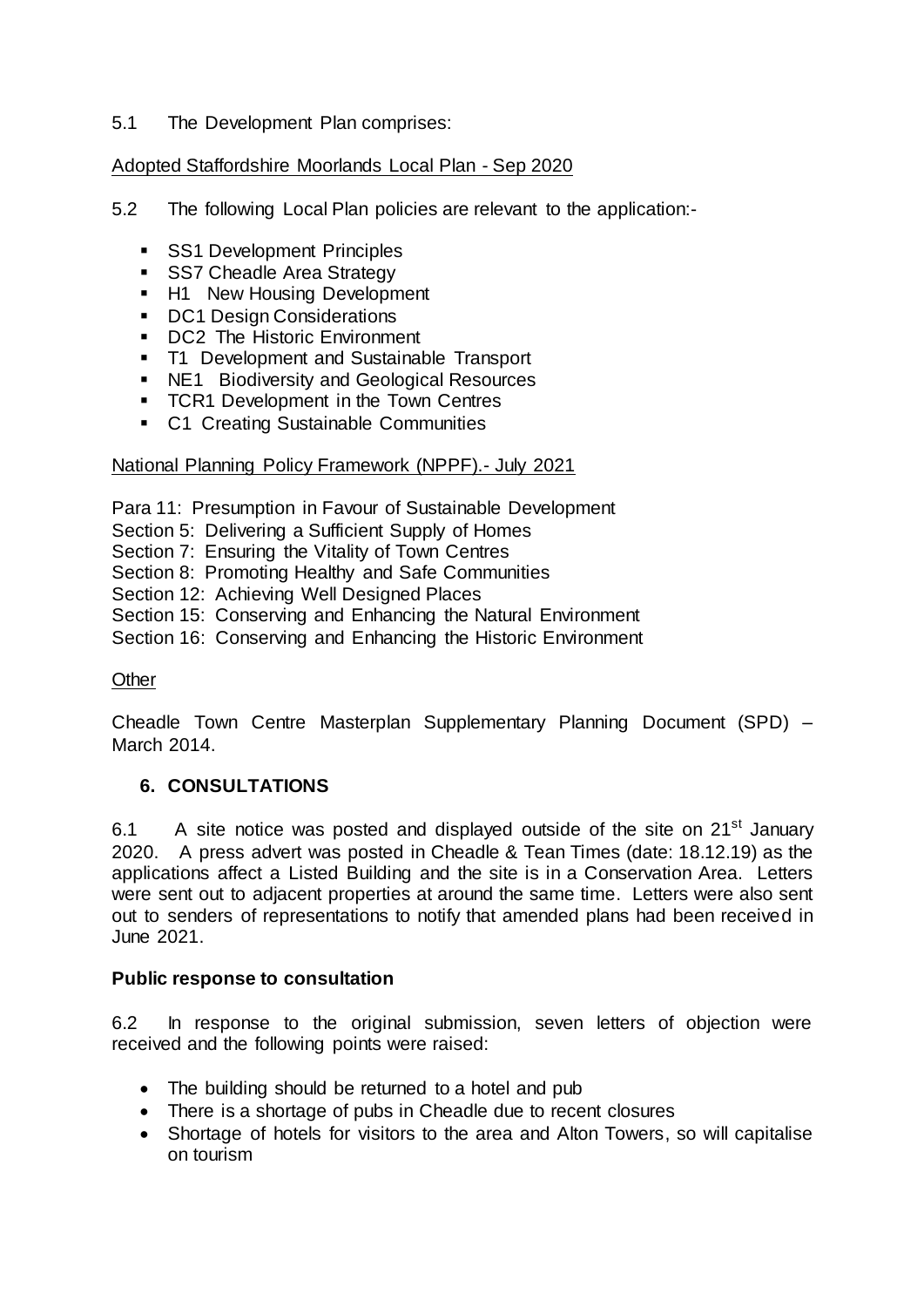5.1 The Development Plan comprises:

Adopted Staffordshire Moorlands Local Plan - Sep 2020

5.2 The following Local Plan policies are relevant to the application:-

- SS1 Development Principles
- SS7 Cheadle Area Strategy
- H1 New Housing Development
- DC1 Design Considerations
- DC2 The Historic Environment
- T1 Development and Sustainable Transport
- NE1 Biodiversity and Geological Resources
- TCR1 Development in the Town Centres
- C1 Creating Sustainable Communities

National Planning Policy Framework (NPPF).- July 2021

Para 11: Presumption in Favour of Sustainable Development
Section 5: Delivering a Sufficient Supply of Homes
Section 7: Ensuring the Vitality of Town Centres
Section 8: Promoting Healthy and Safe Communities
Section 12: Achieving Well Designed Places
Section 15: Conserving and Enhancing the Natural Environment
Section 16: Conserving and Enhancing the Historic Environment

Other

Cheadle Town Centre Masterplan Supplementary Planning Document (SPD) – March 2014.

## 6. CONSULTATIONS

6.1 A site notice was posted and displayed outside of the site on 21st January 2020. A press advert was posted in Cheadle & Tean Times (date: 18.12.19) as the applications affect a Listed Building and the site is in a Conservation Area. Letters were sent out to adjacent properties at around the same time. Letters were also sent out to senders of representations to notify that amended plans had been received in June 2021.

**Public response to consultation**

6.2 In response to the original submission, seven letters of objection were received and the following points were raised:

- The building should be returned to a hotel and pub
- There is a shortage of pubs in Cheadle due to recent closures
- Shortage of hotels for visitors to the area and Alton Towers, so will capitalise on tourism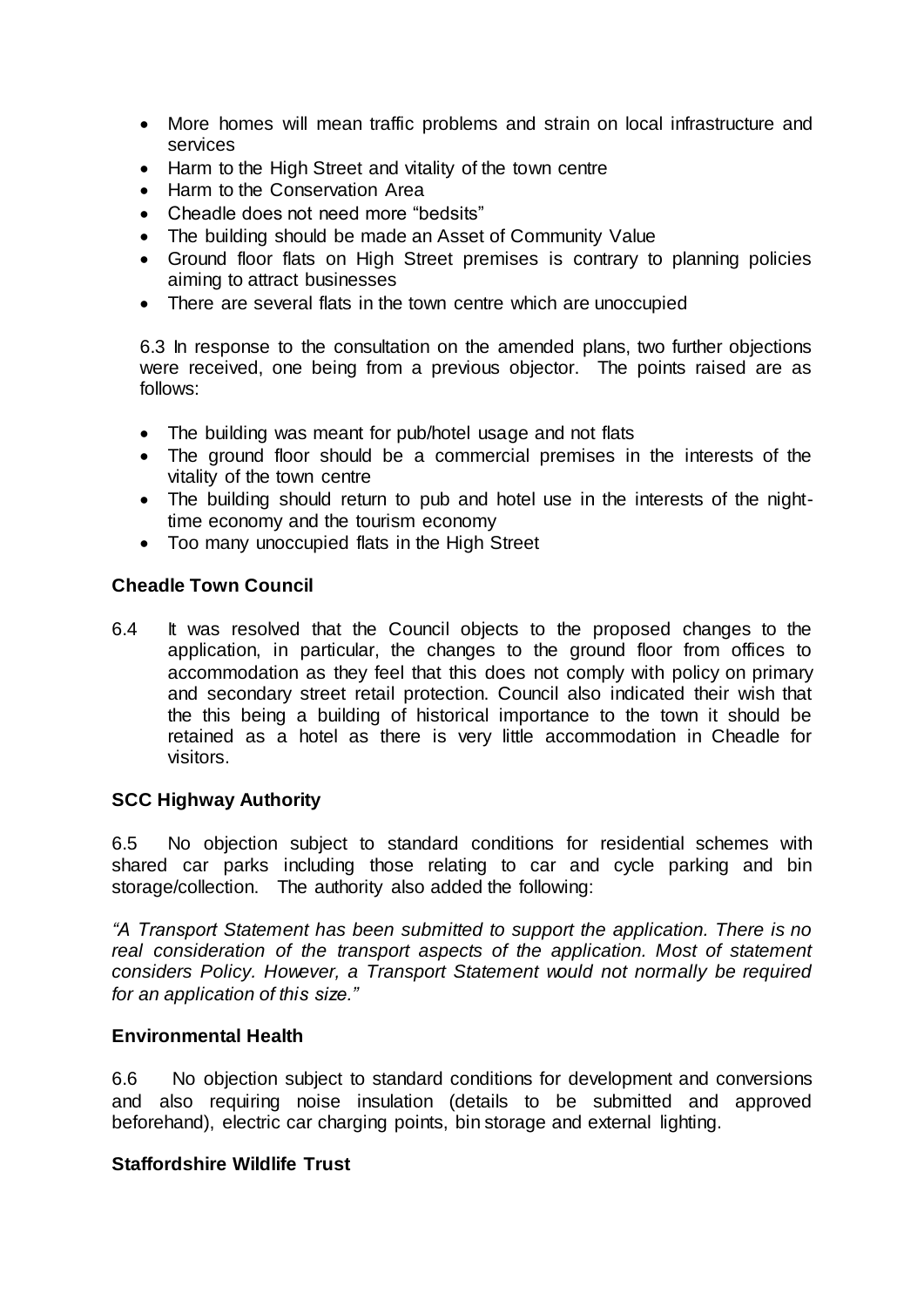- More homes will mean traffic problems and strain on local infrastructure and services
- Harm to the High Street and vitality of the town centre
- Harm to the Conservation Area
- Cheadle does not need more "bedsits"
- The building should be made an Asset of Community Value
- Ground floor flats on High Street premises is contrary to planning policies aiming to attract businesses
- There are several flats in the town centre which are unoccupied

6.3 In response to the consultation on the amended plans, two further objections were received, one being from a previous objector. The points raised are as follows:

- The building was meant for pub/hotel usage and not flats
- The ground floor should be a commercial premises in the interests of the vitality of the town centre
- The building should return to pub and hotel use in the interests of the night-time economy and the tourism economy
- Too many unoccupied flats in the High Street

**Cheadle Town Council**

6.4 It was resolved that the Council objects to the proposed changes to the application, in particular, the changes to the ground floor from offices to accommodation as they feel that this does not comply with policy on primary and secondary street retail protection. Council also indicated their wish that the this being a building of historical importance to the town it should be retained as a hotel as there is very little accommodation in Cheadle for visitors.

**SCC Highway Authority**

6.5 No objection subject to standard conditions for residential schemes with shared car parks including those relating to car and cycle parking and bin storage/collection. The authority also added the following:

*"A Transport Statement has been submitted to support the application. There is no real consideration of the transport aspects of the application. Most of statement considers Policy. However, a Transport Statement would not normally be required for an application of this size."*

**Environmental Health**

6.6 No objection subject to standard conditions for development and conversions and also requiring noise insulation (details to be submitted and approved beforehand), electric car charging points, bin storage and external lighting.

**Staffordshire Wildlife Trust**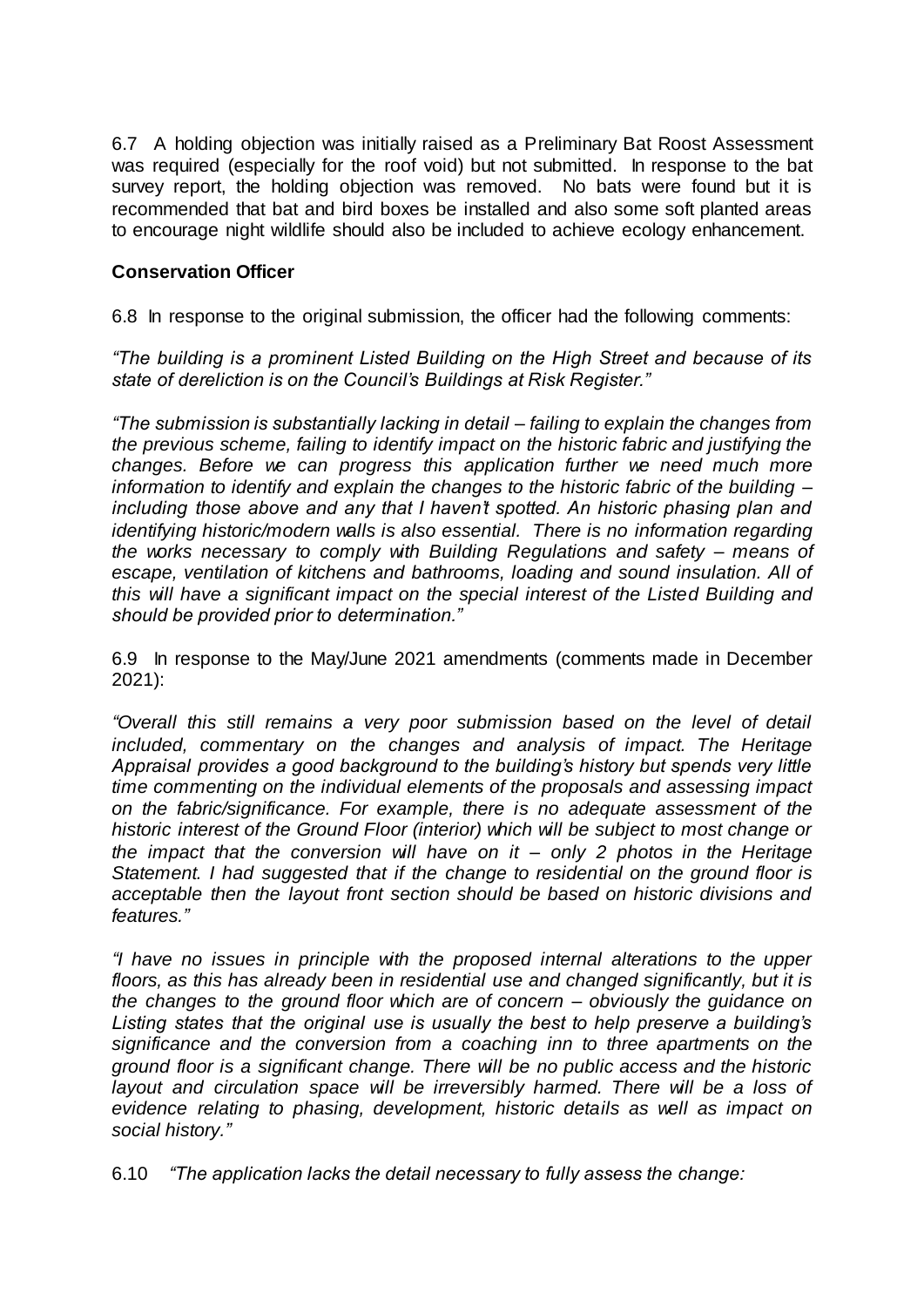6.7 A holding objection was initially raised as a Preliminary Bat Roost Assessment was required (especially for the roof void) but not submitted. In response to the bat survey report, the holding objection was removed. No bats were found but it is recommended that bat and bird boxes be installed and also some soft planted areas to encourage night wildlife should also be included to achieve ecology enhancement.

**Conservation Officer**

6.8 In response to the original submission, the officer had the following comments:

*"The building is a prominent Listed Building on the High Street and because of its state of dereliction is on the Council's Buildings at Risk Register."*

*"The submission is substantially lacking in detail – failing to explain the changes from the previous scheme, failing to identify impact on the historic fabric and justifying the changes. Before we can progress this application further we need much more information to identify and explain the changes to the historic fabric of the building – including those above and any that I haven't spotted. An historic phasing plan and identifying historic/modern walls is also essential. There is no information regarding the works necessary to comply with Building Regulations and safety – means of escape, ventilation of kitchens and bathrooms, loading and sound insulation. All of this will have a significant impact on the special interest of the Listed Building and should be provided prior to determination."*

6.9 In response to the May/June 2021 amendments (comments made in December 2021):

*"Overall this still remains a very poor submission based on the level of detail included, commentary on the changes and analysis of impact. The Heritage Appraisal provides a good background to the building's history but spends very little time commenting on the individual elements of the proposals and assessing impact on the fabric/significance. For example, there is no adequate assessment of the historic interest of the Ground Floor (interior) which will be subject to most change or the impact that the conversion will have on it – only 2 photos in the Heritage Statement. I had suggested that if the change to residential on the ground floor is acceptable then the layout front section should be based on historic divisions and features."*

*"I have no issues in principle with the proposed internal alterations to the upper floors, as this has already been in residential use and changed significantly, but it is the changes to the ground floor which are of concern – obviously the guidance on Listing states that the original use is usually the best to help preserve a building's significance and the conversion from a coaching inn to three apartments on the ground floor is a significant change. There will be no public access and the historic layout and circulation space will be irreversibly harmed. There will be a loss of evidence relating to phasing, development, historic details as well as impact on social history."*

6.10 *"The application lacks the detail necessary to fully assess the change:*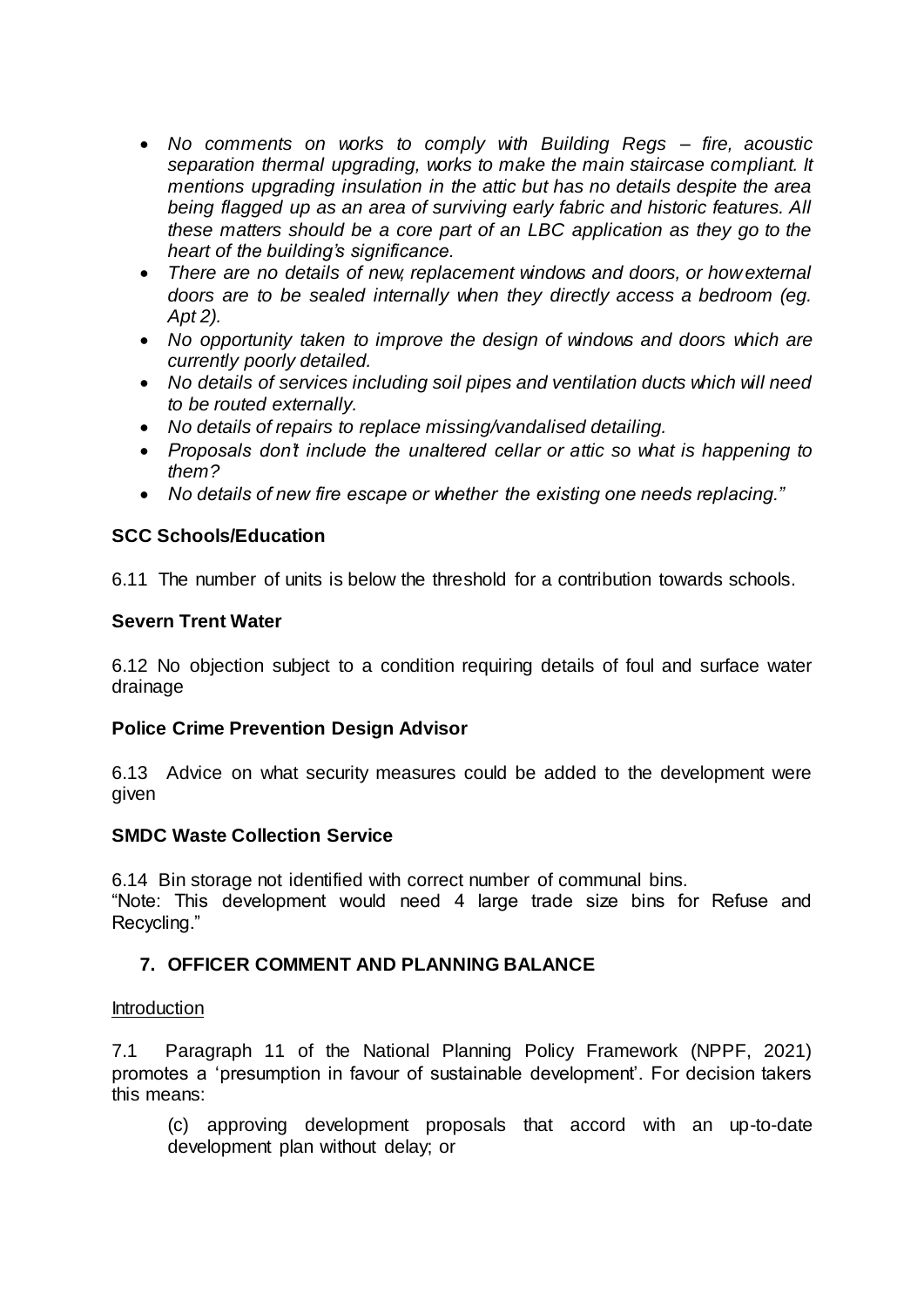- *No comments on works to comply with Building Regs – fire, acoustic separation thermal upgrading, works to make the main staircase compliant. It mentions upgrading insulation in the attic but has no details despite the area being flagged up as an area of surviving early fabric and historic features. All these matters should be a core part of an LBC application as they go to the heart of the building's significance.*
- *There are no details of new, replacement windows and doors, or how external doors are to be sealed internally when they directly access a bedroom (eg. Apt 2).*
- *No opportunity taken to improve the design of windows and doors which are currently poorly detailed.*
- *No details of services including soil pipes and ventilation ducts which will need to be routed externally.*
- *No details of repairs to replace missing/vandalised detailing.*
- *Proposals don't include the unaltered cellar or attic so what is happening to them?*
- *No details of new fire escape or whether the existing one needs replacing."*

**SCC Schools/Education**

6.11 The number of units is below the threshold for a contribution towards schools.

**Severn Trent Water**

6.12 No objection subject to a condition requiring details of foul and surface water drainage

**Police Crime Prevention Design Advisor**

6.13 Advice on what security measures could be added to the development were given

**SMDC Waste Collection Service**

6.14 Bin storage not identified with correct number of communal bins.
"Note: This development would need 4 large trade size bins for Refuse and Recycling."

## 7. OFFICER COMMENT AND PLANNING BALANCE

Introduction

7.1 Paragraph 11 of the National Planning Policy Framework (NPPF, 2021) promotes a 'presumption in favour of sustainable development'. For decision takers this means:

> (c) approving development proposals that accord with an up-to-date development plan without delay; or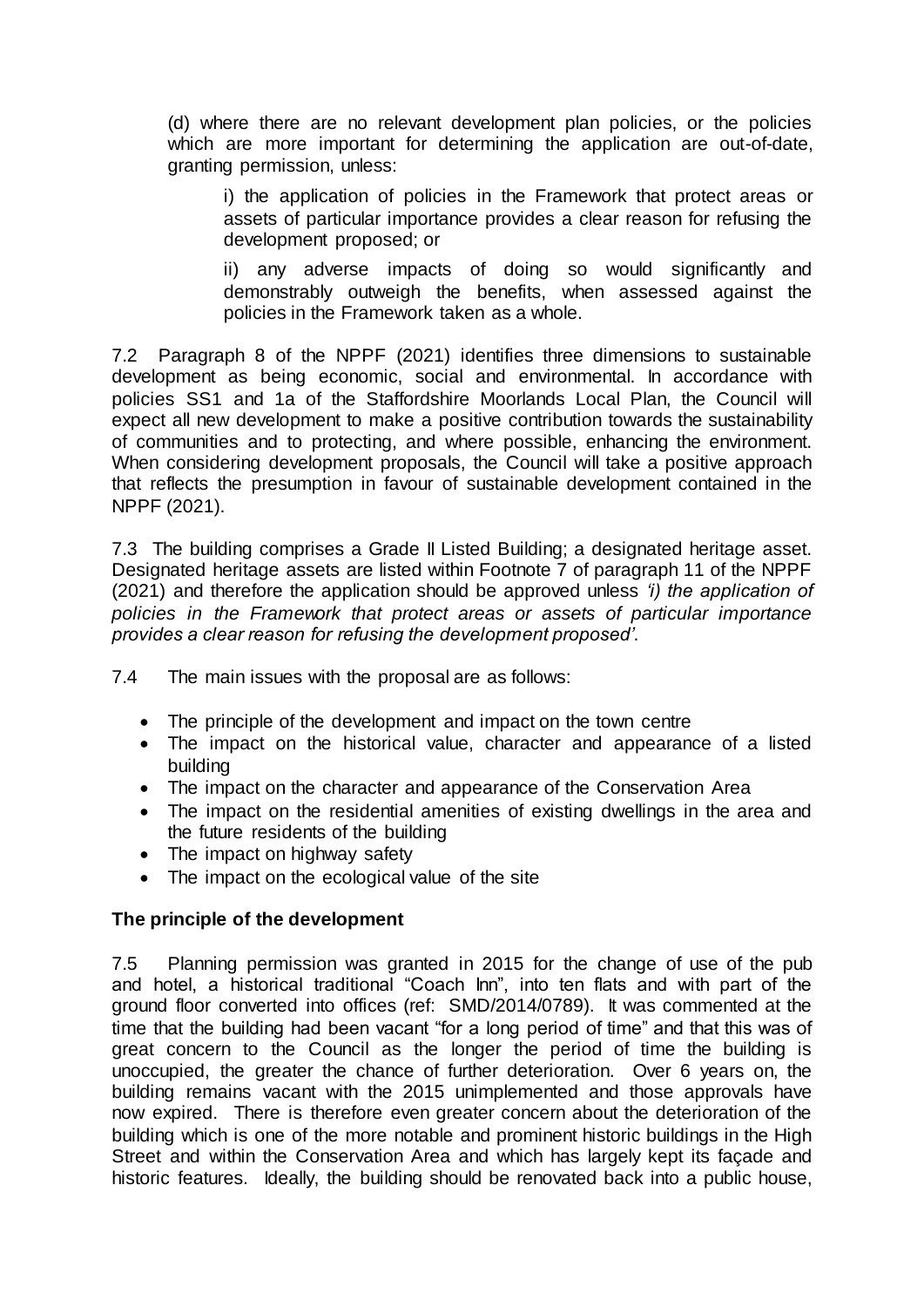(d) where there are no relevant development plan policies, or the policies which are more important for determining the application are out-of-date, granting permission, unless:

> i) the application of policies in the Framework that protect areas or assets of particular importance provides a clear reason for refusing the development proposed; or
>
> ii) any adverse impacts of doing so would significantly and demonstrably outweigh the benefits, when assessed against the policies in the Framework taken as a whole.

7.2 Paragraph 8 of the NPPF (2021) identifies three dimensions to sustainable development as being economic, social and environmental. In accordance with policies SS1 and 1a of the Staffordshire Moorlands Local Plan, the Council will expect all new development to make a positive contribution towards the sustainability of communities and to protecting, and where possible, enhancing the environment. When considering development proposals, the Council will take a positive approach that reflects the presumption in favour of sustainable development contained in the NPPF (2021).

7.3 The building comprises a Grade II Listed Building; a designated heritage asset. Designated heritage assets are listed within Footnote 7 of paragraph 11 of the NPPF (2021) and therefore the application should be approved unless *'i) the application of policies in the Framework that protect areas or assets of particular importance provides a clear reason for refusing the development proposed'*.

7.4 The main issues with the proposal are as follows:

- The principle of the development and impact on the town centre
- The impact on the historical value, character and appearance of a listed building
- The impact on the character and appearance of the Conservation Area
- The impact on the residential amenities of existing dwellings in the area and the future residents of the building
- The impact on highway safety
- The impact on the ecological value of the site

**The principle of the development**

7.5 Planning permission was granted in 2015 for the change of use of the pub and hotel, a historical traditional "Coach Inn", into ten flats and with part of the ground floor converted into offices (ref: SMD/2014/0789). It was commented at the time that the building had been vacant "for a long period of time" and that this was of great concern to the Council as the longer the period of time the building is unoccupied, the greater the chance of further deterioration. Over 6 years on, the building remains vacant with the 2015 unimplemented and those approvals have now expired. There is therefore even greater concern about the deterioration of the building which is one of the more notable and prominent historic buildings in the High Street and within the Conservation Area and which has largely kept its façade and historic features. Ideally, the building should be renovated back into a public house,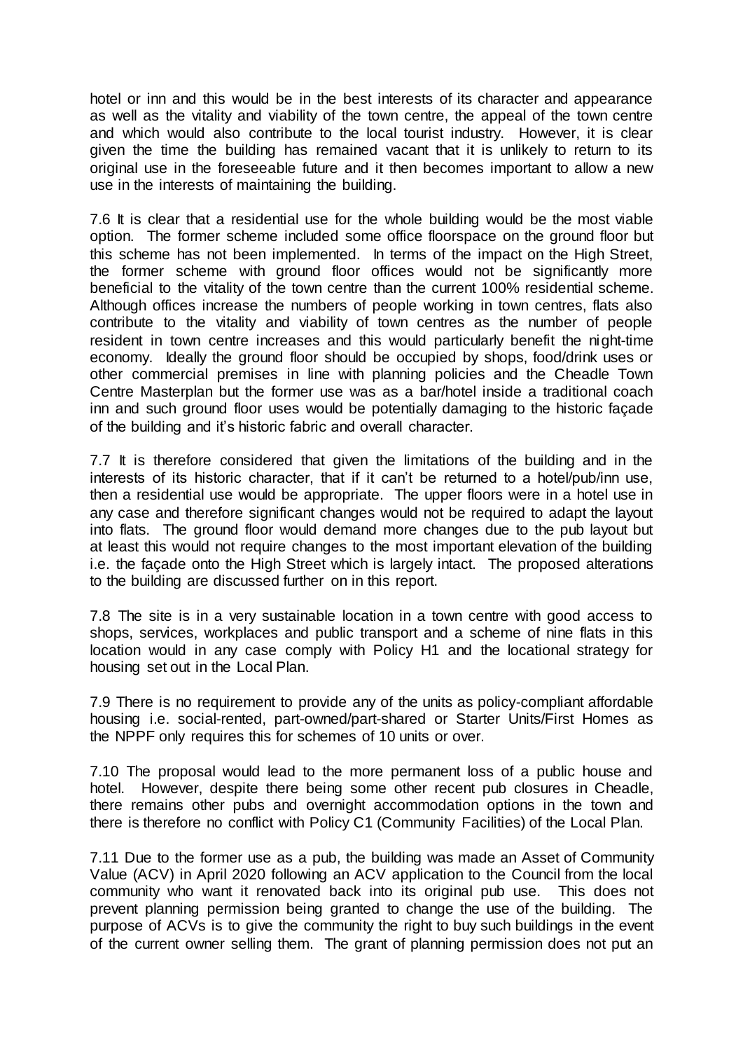hotel or inn and this would be in the best interests of its character and appearance as well as the vitality and viability of the town centre, the appeal of the town centre and which would also contribute to the local tourist industry. However, it is clear given the time the building has remained vacant that it is unlikely to return to its original use in the foreseeable future and it then becomes important to allow a new use in the interests of maintaining the building.

7.6 It is clear that a residential use for the whole building would be the most viable option. The former scheme included some office floorspace on the ground floor but this scheme has not been implemented. In terms of the impact on the High Street, the former scheme with ground floor offices would not be significantly more beneficial to the vitality of the town centre than the current 100% residential scheme. Although offices increase the numbers of people working in town centres, flats also contribute to the vitality and viability of town centres as the number of people resident in town centre increases and this would particularly benefit the night-time economy. Ideally the ground floor should be occupied by shops, food/drink uses or other commercial premises in line with planning policies and the Cheadle Town Centre Masterplan but the former use was as a bar/hotel inside a traditional coach inn and such ground floor uses would be potentially damaging to the historic façade of the building and it's historic fabric and overall character.

7.7 It is therefore considered that given the limitations of the building and in the interests of its historic character, that if it can't be returned to a hotel/pub/inn use, then a residential use would be appropriate. The upper floors were in a hotel use in any case and therefore significant changes would not be required to adapt the layout into flats. The ground floor would demand more changes due to the pub layout but at least this would not require changes to the most important elevation of the building i.e. the façade onto the High Street which is largely intact. The proposed alterations to the building are discussed further on in this report.

7.8 The site is in a very sustainable location in a town centre with good access to shops, services, workplaces and public transport and a scheme of nine flats in this location would in any case comply with Policy H1 and the locational strategy for housing set out in the Local Plan.

7.9 There is no requirement to provide any of the units as policy-compliant affordable housing i.e. social-rented, part-owned/part-shared or Starter Units/First Homes as the NPPF only requires this for schemes of 10 units or over.

7.10 The proposal would lead to the more permanent loss of a public house and hotel. However, despite there being some other recent pub closures in Cheadle, there remains other pubs and overnight accommodation options in the town and there is therefore no conflict with Policy C1 (Community Facilities) of the Local Plan.

7.11 Due to the former use as a pub, the building was made an Asset of Community Value (ACV) in April 2020 following an ACV application to the Council from the local community who want it renovated back into its original pub use. This does not prevent planning permission being granted to change the use of the building. The purpose of ACVs is to give the community the right to buy such buildings in the event of the current owner selling them. The grant of planning permission does not put an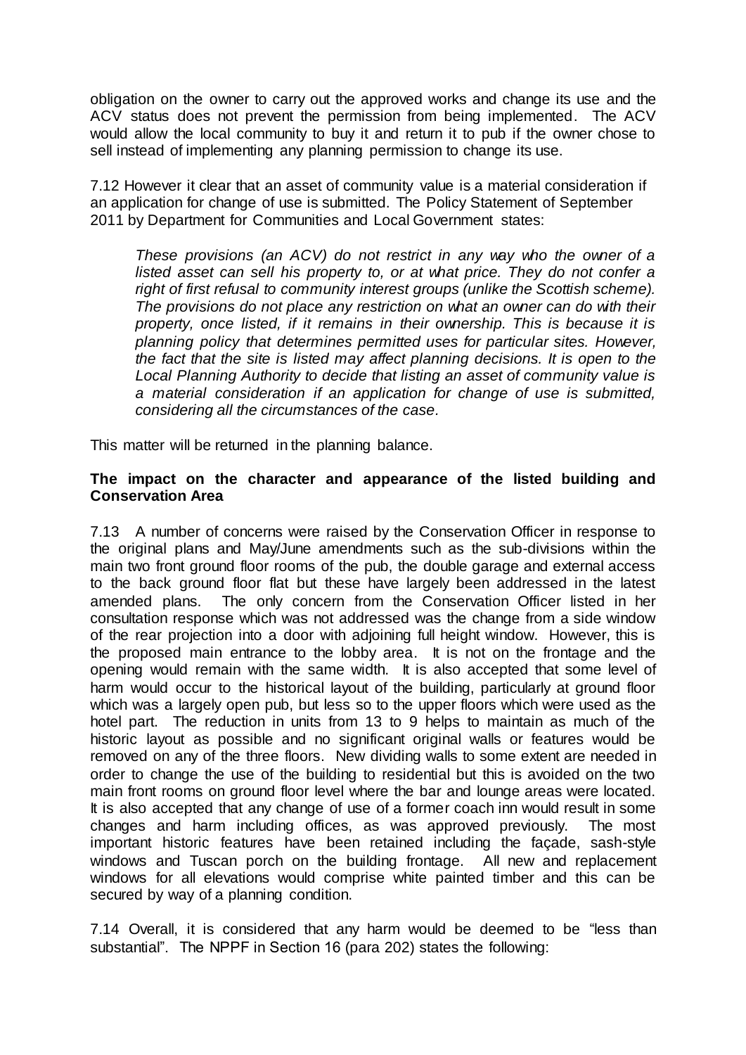obligation on the owner to carry out the approved works and change its use and the ACV status does not prevent the permission from being implemented. The ACV would allow the local community to buy it and return it to pub if the owner chose to sell instead of implementing any planning permission to change its use.

7.12 However it clear that an asset of community value is a material consideration if an application for change of use is submitted. The Policy Statement of September 2011 by Department for Communities and Local Government states:

> *These provisions (an ACV) do not restrict in any way who the owner of a listed asset can sell his property to, or at what price. They do not confer a right of first refusal to community interest groups (unlike the Scottish scheme). The provisions do not place any restriction on what an owner can do with their property, once listed, if it remains in their ownership. This is because it is planning policy that determines permitted uses for particular sites. However, the fact that the site is listed may affect planning decisions. It is open to the Local Planning Authority to decide that listing an asset of community value is a material consideration if an application for change of use is submitted, considering all the circumstances of the case.*

This matter will be returned in the planning balance.

**The impact on the character and appearance of the listed building and Conservation Area**

7.13 A number of concerns were raised by the Conservation Officer in response to the original plans and May/June amendments such as the sub-divisions within the main two front ground floor rooms of the pub, the double garage and external access to the back ground floor flat but these have largely been addressed in the latest amended plans. The only concern from the Conservation Officer listed in her consultation response which was not addressed was the change from a side window of the rear projection into a door with adjoining full height window. However, this is the proposed main entrance to the lobby area. It is not on the frontage and the opening would remain with the same width. It is also accepted that some level of harm would occur to the historical layout of the building, particularly at ground floor which was a largely open pub, but less so to the upper floors which were used as the hotel part. The reduction in units from 13 to 9 helps to maintain as much of the historic layout as possible and no significant original walls or features would be removed on any of the three floors. New dividing walls to some extent are needed in order to change the use of the building to residential but this is avoided on the two main front rooms on ground floor level where the bar and lounge areas were located. It is also accepted that any change of use of a former coach inn would result in some changes and harm including offices, as was approved previously. The most important historic features have been retained including the façade, sash-style windows and Tuscan porch on the building frontage. All new and replacement windows for all elevations would comprise white painted timber and this can be secured by way of a planning condition.

7.14 Overall, it is considered that any harm would be deemed to be "less than substantial". The NPPF in Section 16 (para 202) states the following: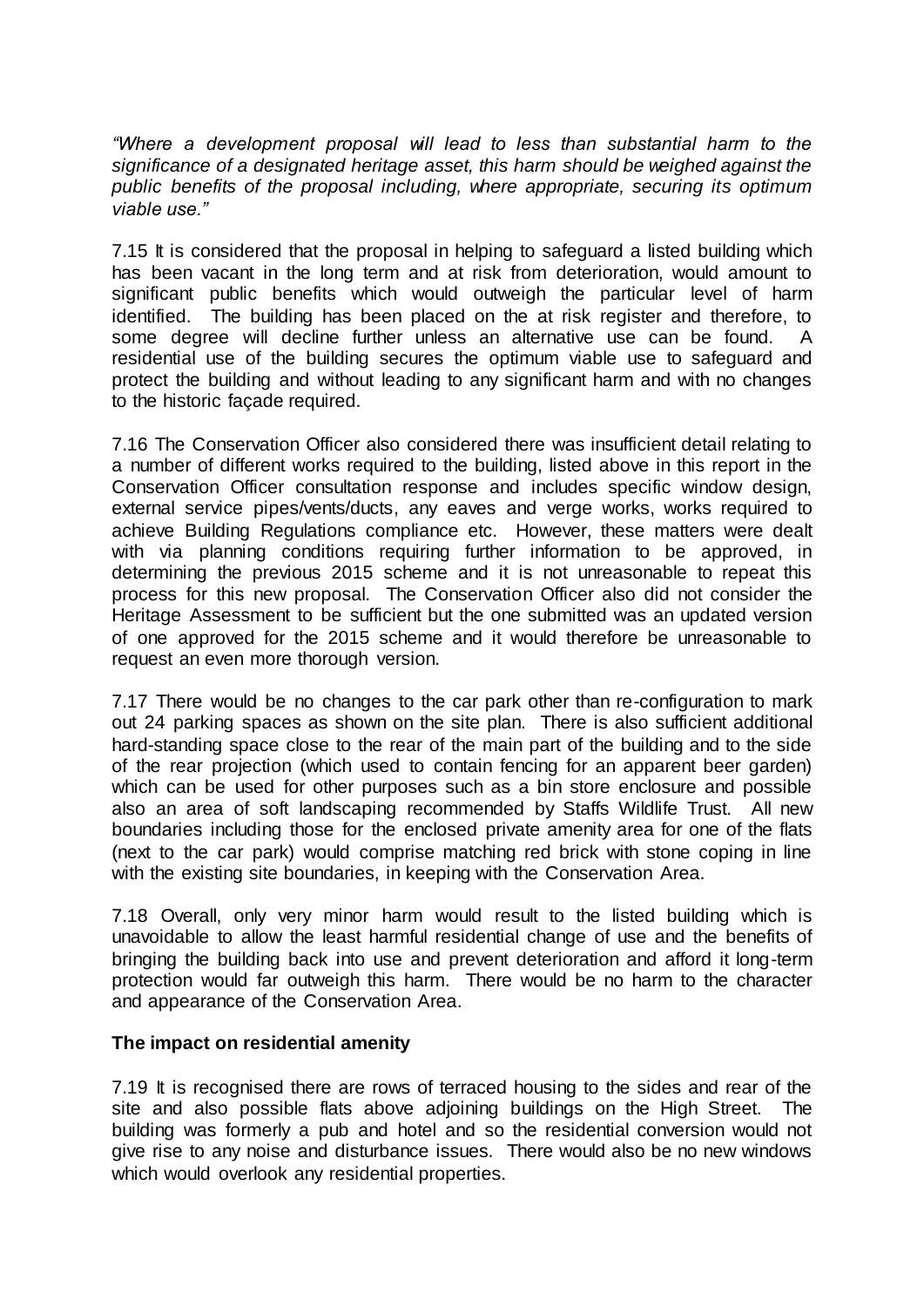*"Where a development proposal will lead to less than substantial harm to the significance of a designated heritage asset, this harm should be weighed against the public benefits of the proposal including, where appropriate, securing its optimum viable use."*

7.15 It is considered that the proposal in helping to safeguard a listed building which has been vacant in the long term and at risk from deterioration, would amount to significant public benefits which would outweigh the particular level of harm identified. The building has been placed on the at risk register and therefore, to some degree will decline further unless an alternative use can be found. A residential use of the building secures the optimum viable use to safeguard and protect the building and without leading to any significant harm and with no changes to the historic façade required.

7.16 The Conservation Officer also considered there was insufficient detail relating to a number of different works required to the building, listed above in this report in the Conservation Officer consultation response and includes specific window design, external service pipes/vents/ducts, any eaves and verge works, works required to achieve Building Regulations compliance etc. However, these matters were dealt with via planning conditions requiring further information to be approved, in determining the previous 2015 scheme and it is not unreasonable to repeat this process for this new proposal. The Conservation Officer also did not consider the Heritage Assessment to be sufficient but the one submitted was an updated version of one approved for the 2015 scheme and it would therefore be unreasonable to request an even more thorough version.

7.17 There would be no changes to the car park other than re-configuration to mark out 24 parking spaces as shown on the site plan. There is also sufficient additional hard-standing space close to the rear of the main part of the building and to the side of the rear projection (which used to contain fencing for an apparent beer garden) which can be used for other purposes such as a bin store enclosure and possible also an area of soft landscaping recommended by Staffs Wildlife Trust. All new boundaries including those for the enclosed private amenity area for one of the flats (next to the car park) would comprise matching red brick with stone coping in line with the existing site boundaries, in keeping with the Conservation Area.

7.18 Overall, only very minor harm would result to the listed building which is unavoidable to allow the least harmful residential change of use and the benefits of bringing the building back into use and prevent deterioration and afford it long-term protection would far outweigh this harm. There would be no harm to the character and appearance of the Conservation Area.

**The impact on residential amenity**

7.19 It is recognised there are rows of terraced housing to the sides and rear of the site and also possible flats above adjoining buildings on the High Street. The building was formerly a pub and hotel and so the residential conversion would not give rise to any noise and disturbance issues. There would also be no new windows which would overlook any residential properties.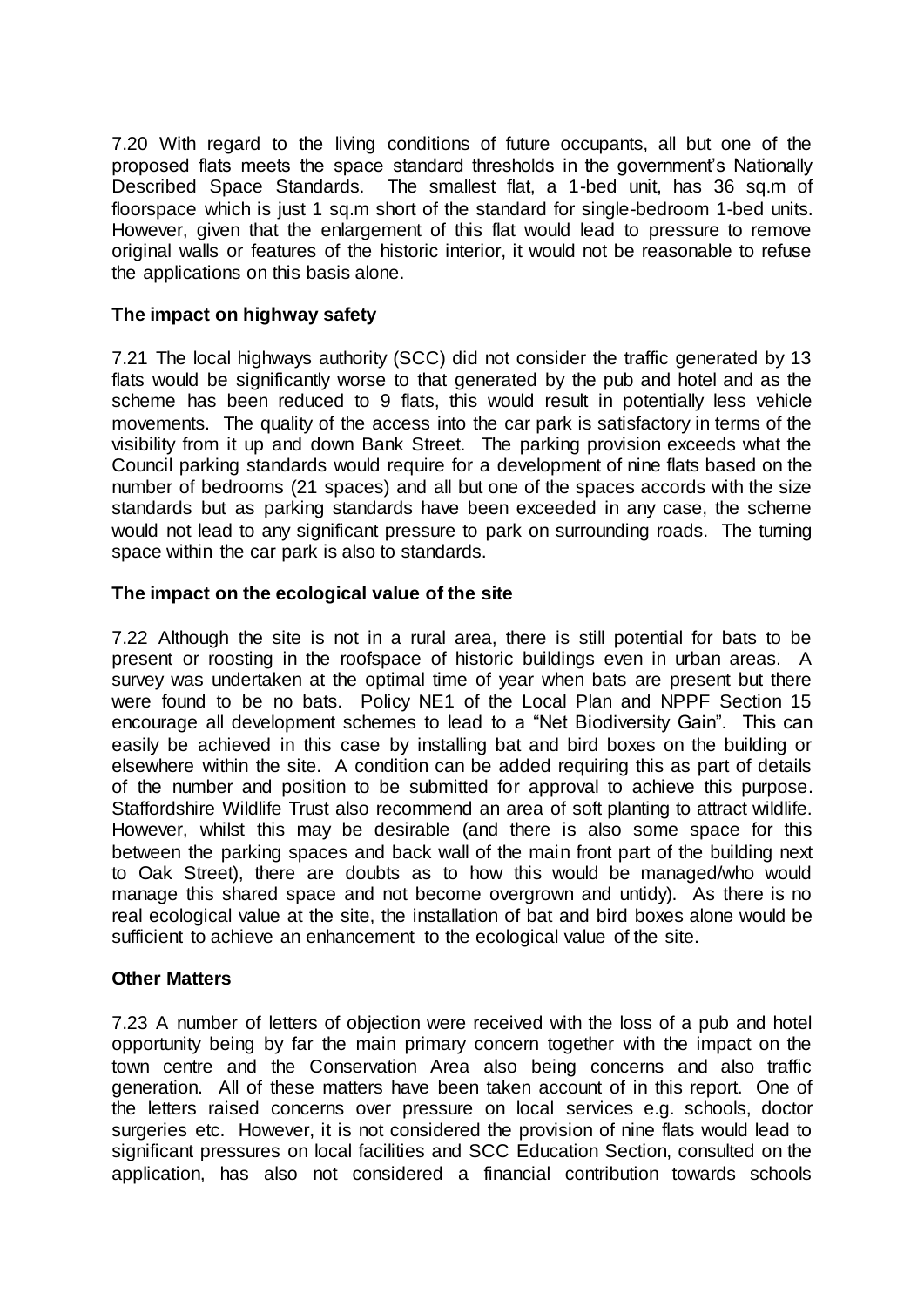7.20 With regard to the living conditions of future occupants, all but one of the proposed flats meets the space standard thresholds in the government's Nationally Described Space Standards. The smallest flat, a 1-bed unit, has 36 sq.m of floorspace which is just 1 sq.m short of the standard for single-bedroom 1-bed units. However, given that the enlargement of this flat would lead to pressure to remove original walls or features of the historic interior, it would not be reasonable to refuse the applications on this basis alone.

**The impact on highway safety**

7.21 The local highways authority (SCC) did not consider the traffic generated by 13 flats would be significantly worse to that generated by the pub and hotel and as the scheme has been reduced to 9 flats, this would result in potentially less vehicle movements. The quality of the access into the car park is satisfactory in terms of the visibility from it up and down Bank Street. The parking provision exceeds what the Council parking standards would require for a development of nine flats based on the number of bedrooms (21 spaces) and all but one of the spaces accords with the size standards but as parking standards have been exceeded in any case, the scheme would not lead to any significant pressure to park on surrounding roads. The turning space within the car park is also to standards.

**The impact on the ecological value of the site**

7.22 Although the site is not in a rural area, there is still potential for bats to be present or roosting in the roofspace of historic buildings even in urban areas. A survey was undertaken at the optimal time of year when bats are present but there were found to be no bats. Policy NE1 of the Local Plan and NPPF Section 15 encourage all development schemes to lead to a "Net Biodiversity Gain". This can easily be achieved in this case by installing bat and bird boxes on the building or elsewhere within the site. A condition can be added requiring this as part of details of the number and position to be submitted for approval to achieve this purpose. Staffordshire Wildlife Trust also recommend an area of soft planting to attract wildlife. However, whilst this may be desirable (and there is also some space for this between the parking spaces and back wall of the main front part of the building next to Oak Street), there are doubts as to how this would be managed/who would manage this shared space and not become overgrown and untidy). As there is no real ecological value at the site, the installation of bat and bird boxes alone would be sufficient to achieve an enhancement to the ecological value of the site.

**Other Matters**

7.23 A number of letters of objection were received with the loss of a pub and hotel opportunity being by far the main primary concern together with the impact on the town centre and the Conservation Area also being concerns and also traffic generation. All of these matters have been taken account of in this report. One of the letters raised concerns over pressure on local services e.g. schools, doctor surgeries etc. However, it is not considered the provision of nine flats would lead to significant pressures on local facilities and SCC Education Section, consulted on the application, has also not considered a financial contribution towards schools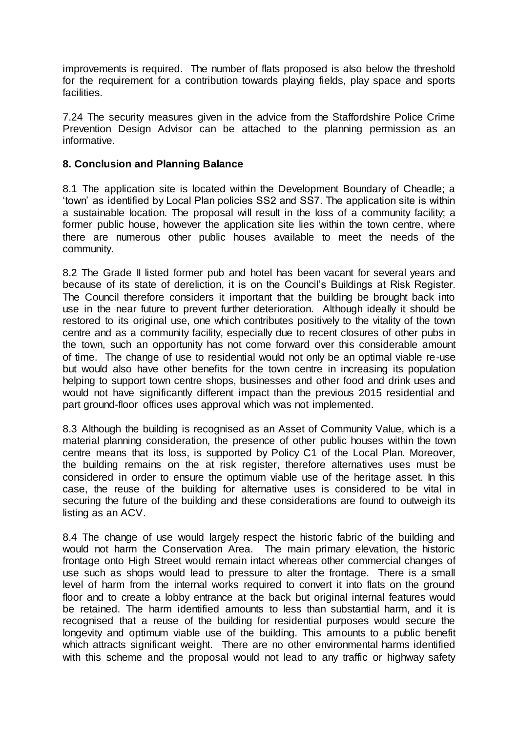improvements is required. The number of flats proposed is also below the threshold for the requirement for a contribution towards playing fields, play space and sports facilities.

7.24 The security measures given in the advice from the Staffordshire Police Crime Prevention Design Advisor can be attached to the planning permission as an informative.

**8. Conclusion and Planning Balance**

8.1 The application site is located within the Development Boundary of Cheadle; a 'town' as identified by Local Plan policies SS2 and SS7. The application site is within a sustainable location. The proposal will result in the loss of a community facility; a former public house, however the application site lies within the town centre, where there are numerous other public houses available to meet the needs of the community.

8.2 The Grade II listed former pub and hotel has been vacant for several years and because of its state of dereliction, it is on the Council's Buildings at Risk Register. The Council therefore considers it important that the building be brought back into use in the near future to prevent further deterioration. Although ideally it should be restored to its original use, one which contributes positively to the vitality of the town centre and as a community facility, especially due to recent closures of other pubs in the town, such an opportunity has not come forward over this considerable amount of time. The change of use to residential would not only be an optimal viable re-use but would also have other benefits for the town centre in increasing its population helping to support town centre shops, businesses and other food and drink uses and would not have significantly different impact than the previous 2015 residential and part ground-floor offices uses approval which was not implemented.

8.3 Although the building is recognised as an Asset of Community Value, which is a material planning consideration, the presence of other public houses within the town centre means that its loss, is supported by Policy C1 of the Local Plan. Moreover, the building remains on the at risk register, therefore alternatives uses must be considered in order to ensure the optimum viable use of the heritage asset. In this case, the reuse of the building for alternative uses is considered to be vital in securing the future of the building and these considerations are found to outweigh its listing as an ACV.

8.4 The change of use would largely respect the historic fabric of the building and would not harm the Conservation Area. The main primary elevation, the historic frontage onto High Street would remain intact whereas other commercial changes of use such as shops would lead to pressure to alter the frontage. There is a small level of harm from the internal works required to convert it into flats on the ground floor and to create a lobby entrance at the back but original internal features would be retained. The harm identified amounts to less than substantial harm, and it is recognised that a reuse of the building for residential purposes would secure the longevity and optimum viable use of the building. This amounts to a public benefit which attracts significant weight. There are no other environmental harms identified with this scheme and the proposal would not lead to any traffic or highway safety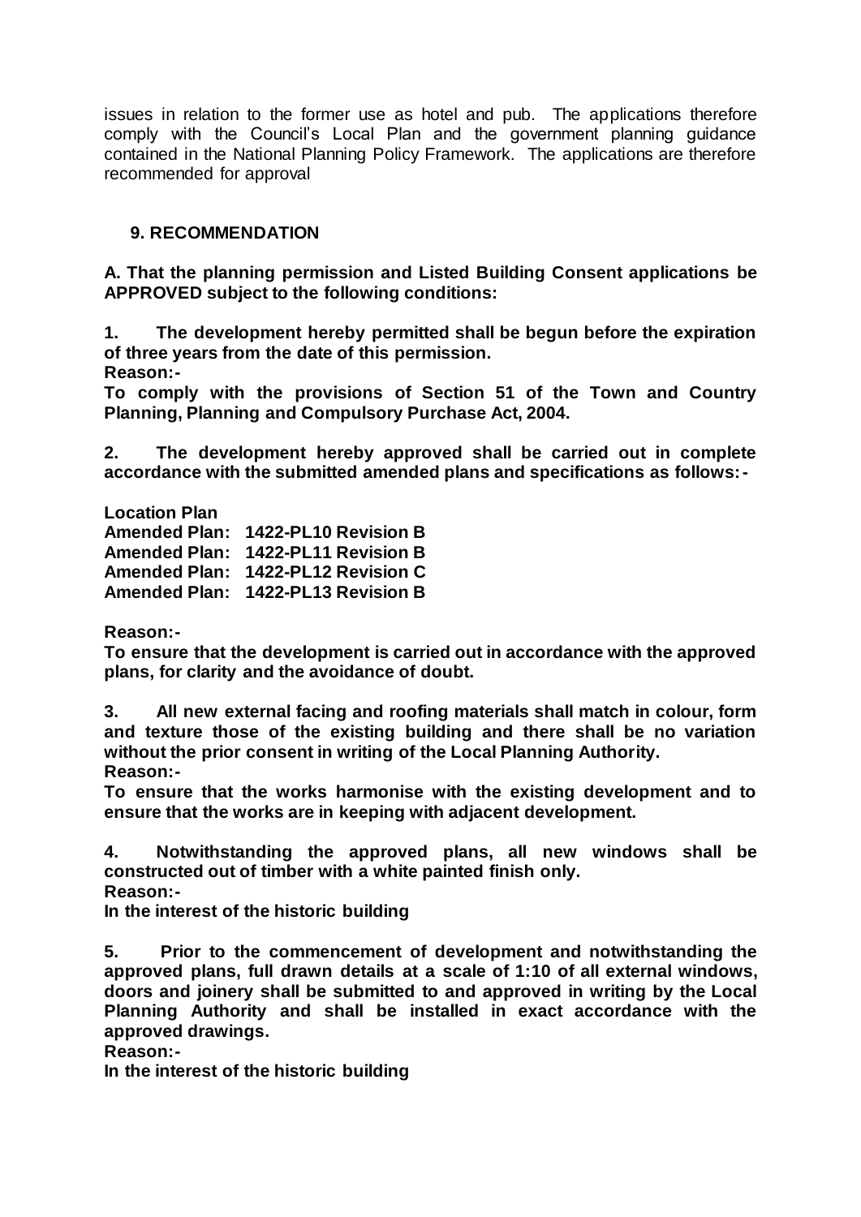issues in relation to the former use as hotel and pub. The applications therefore comply with the Council's Local Plan and the government planning guidance contained in the National Planning Policy Framework. The applications are therefore recommended for approval

## 9. RECOMMENDATION

**A. That the planning permission and Listed Building Consent applications be APPROVED subject to the following conditions:**

**1. The development hereby permitted shall be begun before the expiration of three years from the date of this permission.**
**Reason:-**
**To comply with the provisions of Section 51 of the Town and Country Planning, Planning and Compulsory Purchase Act, 2004.**

**2. The development hereby approved shall be carried out in complete accordance with the submitted amended plans and specifications as follows:-**

**Location Plan**
**Amended Plan: 1422-PL10 Revision B**
**Amended Plan: 1422-PL11 Revision B**
**Amended Plan: 1422-PL12 Revision C**
**Amended Plan: 1422-PL13 Revision B**

**Reason:-**
**To ensure that the development is carried out in accordance with the approved plans, for clarity and the avoidance of doubt.**

**3. All new external facing and roofing materials shall match in colour, form and texture those of the existing building and there shall be no variation without the prior consent in writing of the Local Planning Authority.**
**Reason:-**
**To ensure that the works harmonise with the existing development and to ensure that the works are in keeping with adjacent development.**

**4. Notwithstanding the approved plans, all new windows shall be constructed out of timber with a white painted finish only.**
**Reason:-**
**In the interest of the historic building**

**5. Prior to the commencement of development and notwithstanding the approved plans, full drawn details at a scale of 1:10 of all external windows, doors and joinery shall be submitted to and approved in writing by the Local Planning Authority and shall be installed in exact accordance with the approved drawings.**
**Reason:-**
**In the interest of the historic building**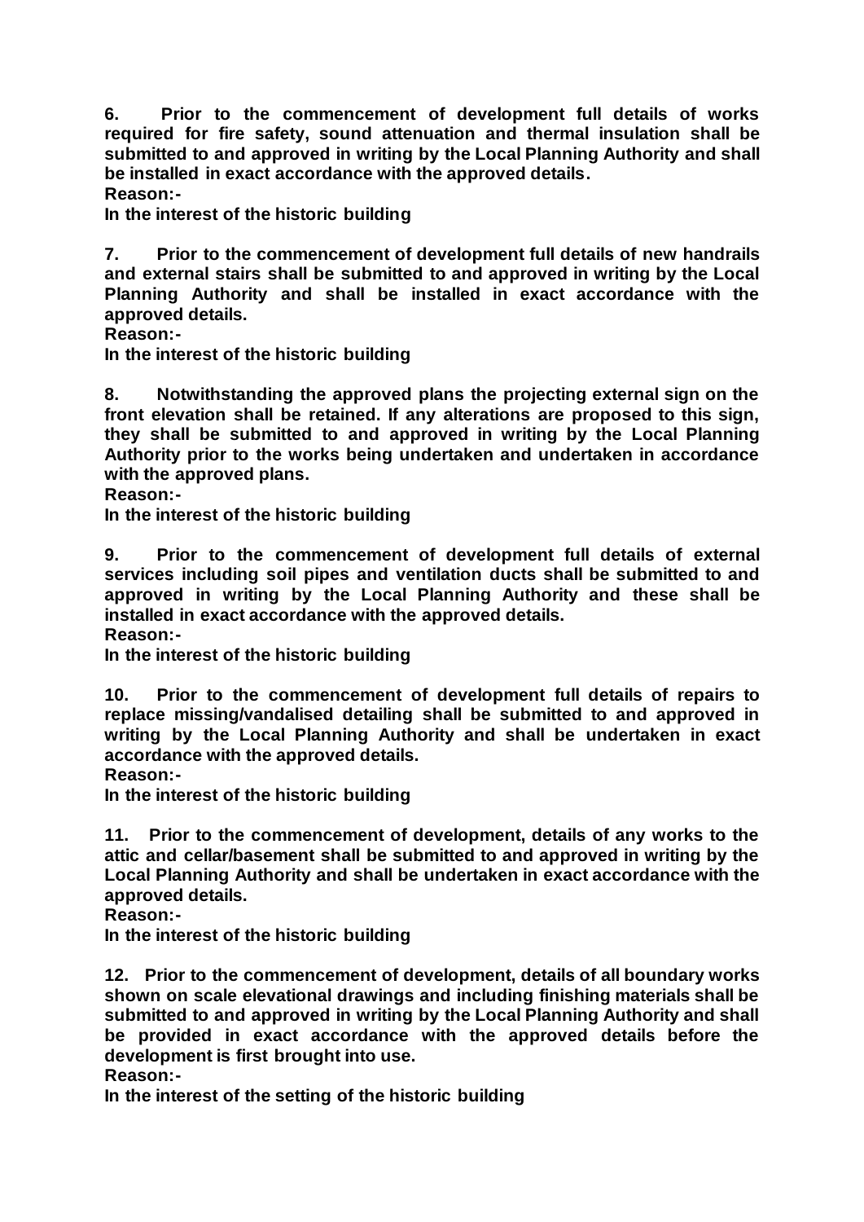**6. Prior to the commencement of development full details of works required for fire safety, sound attenuation and thermal insulation shall be submitted to and approved in writing by the Local Planning Authority and shall be installed in exact accordance with the approved details.**
**Reason:-**
**In the interest of the historic building**

**7. Prior to the commencement of development full details of new handrails and external stairs shall be submitted to and approved in writing by the Local Planning Authority and shall be installed in exact accordance with the approved details.**
**Reason:-**
**In the interest of the historic building**

**8. Notwithstanding the approved plans the projecting external sign on the front elevation shall be retained. If any alterations are proposed to this sign, they shall be submitted to and approved in writing by the Local Planning Authority prior to the works being undertaken and undertaken in accordance with the approved plans.**
**Reason:-**
**In the interest of the historic building**

**9. Prior to the commencement of development full details of external services including soil pipes and ventilation ducts shall be submitted to and approved in writing by the Local Planning Authority and these shall be installed in exact accordance with the approved details.**
**Reason:-**
**In the interest of the historic building**

**10. Prior to the commencement of development full details of repairs to replace missing/vandalised detailing shall be submitted to and approved in writing by the Local Planning Authority and shall be undertaken in exact accordance with the approved details.**
**Reason:-**
**In the interest of the historic building**

**11. Prior to the commencement of development, details of any works to the attic and cellar/basement shall be submitted to and approved in writing by the Local Planning Authority and shall be undertaken in exact accordance with the approved details.**
**Reason:-**
**In the interest of the historic building**

**12. Prior to the commencement of development, details of all boundary works shown on scale elevational drawings and including finishing materials shall be submitted to and approved in writing by the Local Planning Authority and shall be provided in exact accordance with the approved details before the development is first brought into use.**
**Reason:-**
**In the interest of the setting of the historic building**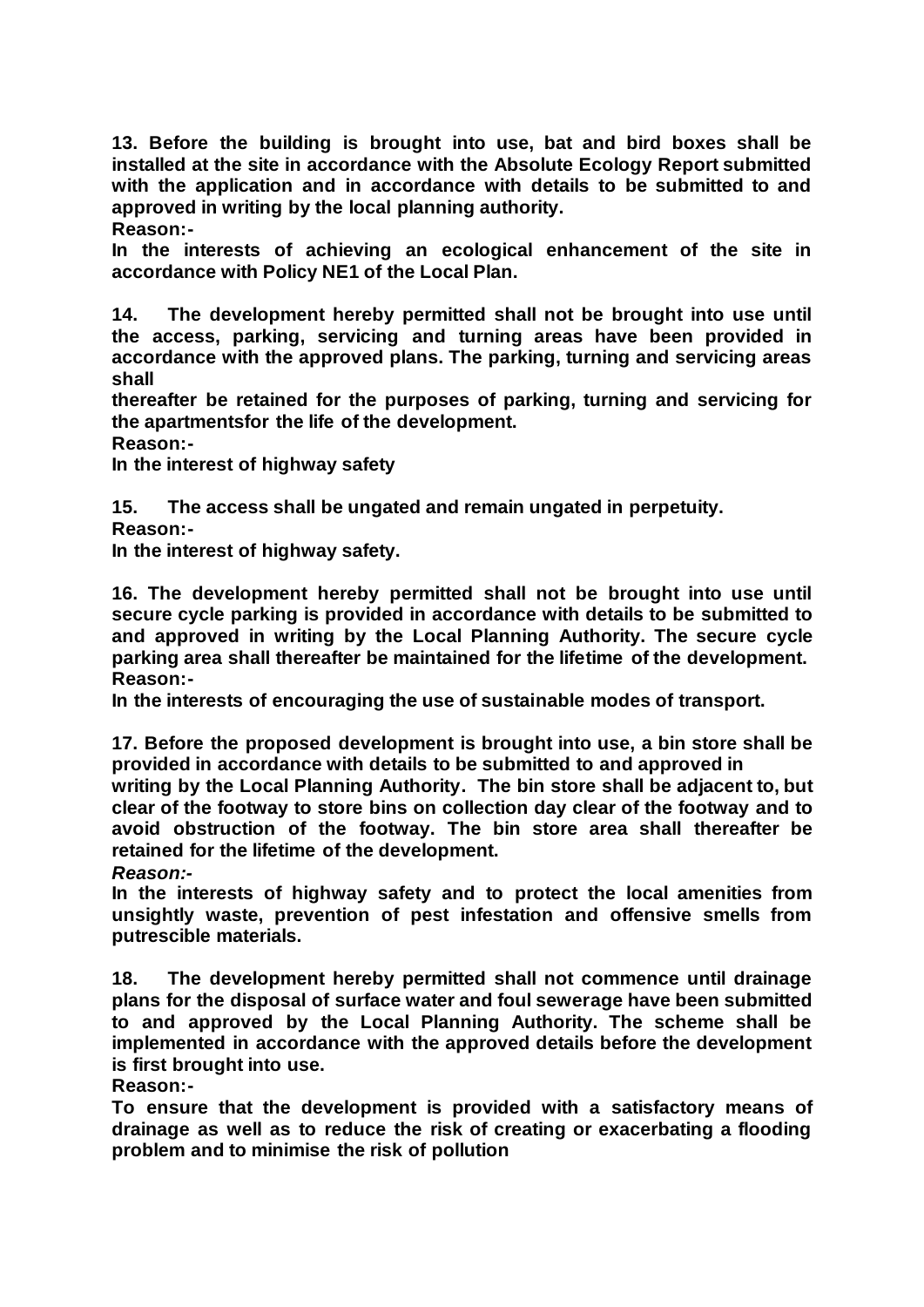**13. Before the building is brought into use, bat and bird boxes shall be installed at the site in accordance with the Absolute Ecology Report submitted with the application and in accordance with details to be submitted to and approved in writing by the local planning authority.**

**Reason:-**

**In the interests of achieving an ecological enhancement of the site in accordance with Policy NE1 of the Local Plan.**

**14. The development hereby permitted shall not be brought into use until the access, parking, servicing and turning areas have been provided in accordance with the approved plans. The parking, turning and servicing areas shall thereafter be retained for the purposes of parking, turning and servicing for the apartmentsfor the life of the development.**

**Reason:-**

**In the interest of highway safety**

**15. The access shall be ungated and remain ungated in perpetuity.**

**Reason:-**

**In the interest of highway safety.**

**16. The development hereby permitted shall not be brought into use until secure cycle parking is provided in accordance with details to be submitted to and approved in writing by the Local Planning Authority. The secure cycle parking area shall thereafter be maintained for the lifetime of the development.**

**Reason:-**

**In the interests of encouraging the use of sustainable modes of transport.**

**17. Before the proposed development is brought into use, a bin store shall be provided in accordance with details to be submitted to and approved in writing by the Local Planning Authority. The bin store shall be adjacent to, but clear of the footway to store bins on collection day clear of the footway and to avoid obstruction of the footway. The bin store area shall thereafter be retained for the lifetime of the development.**

***Reason:-***

**In the interests of highway safety and to protect the local amenities from unsightly waste, prevention of pest infestation and offensive smells from putrescible materials.**

**18. The development hereby permitted shall not commence until drainage plans for the disposal of surface water and foul sewerage have been submitted to and approved by the Local Planning Authority. The scheme shall be implemented in accordance with the approved details before the development is first brought into use.**

**Reason:-**

**To ensure that the development is provided with a satisfactory means of drainage as well as to reduce the risk of creating or exacerbating a flooding problem and to minimise the risk of pollution**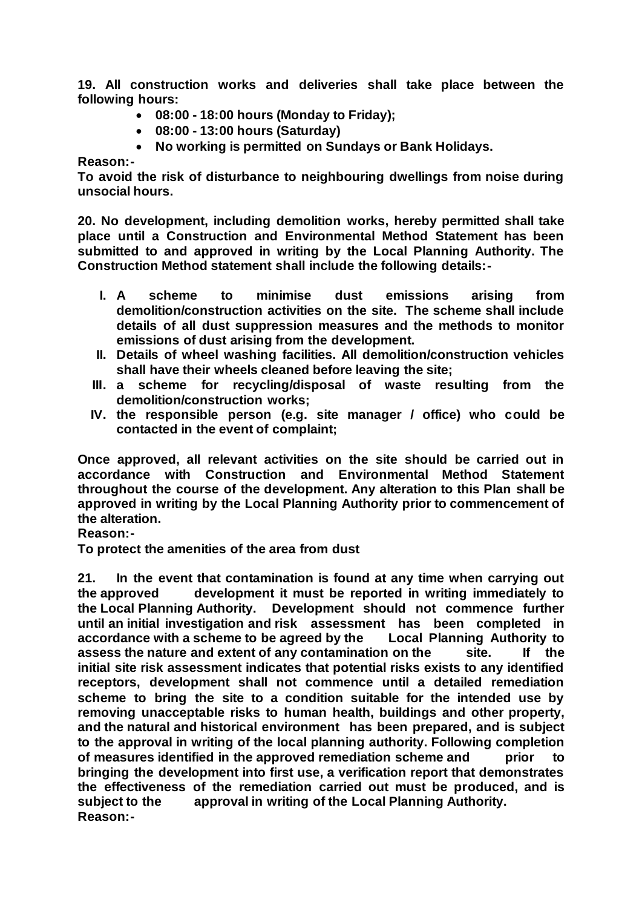**19. All construction works and deliveries shall take place between the following hours:**

- **08:00 - 18:00 hours (Monday to Friday);**
- **08:00 - 13:00 hours (Saturday)**
- **No working is permitted on Sundays or Bank Holidays.**

**Reason:-**

**To avoid the risk of disturbance to neighbouring dwellings from noise during unsocial hours.**

**20. No development, including demolition works, hereby permitted shall take place until a Construction and Environmental Method Statement has been submitted to and approved in writing by the Local Planning Authority. The Construction Method statement shall include the following details:-**

I. **A scheme to minimise dust emissions arising from demolition/construction activities on the site. The scheme shall include details of all dust suppression measures and the methods to monitor emissions of dust arising from the development.**
II. **Details of wheel washing facilities. All demolition/construction vehicles shall have their wheels cleaned before leaving the site;**
III. **a scheme for recycling/disposal of waste resulting from the demolition/construction works;**
IV. **the responsible person (e.g. site manager / office) who could be contacted in the event of complaint;**

**Once approved, all relevant activities on the site should be carried out in accordance with Construction and Environmental Method Statement throughout the course of the development. Any alteration to this Plan shall be approved in writing by the Local Planning Authority prior to commencement of the alteration.**

**Reason:-**

**To protect the amenities of the area from dust**

**21. In the event that contamination is found at any time when carrying out the approved development it must be reported in writing immediately to the Local Planning Authority. Development should not commence further until an initial investigation and risk assessment has been completed in accordance with a scheme to be agreed by the Local Planning Authority to assess the nature and extent of any contamination on the site. If the initial site risk assessment indicates that potential risks exists to any identified receptors, development shall not commence until a detailed remediation scheme to bring the site to a condition suitable for the intended use by removing unacceptable risks to human health, buildings and other property, and the natural and historical environment has been prepared, and is subject to the approval in writing of the local planning authority. Following completion of measures identified in the approved remediation scheme and prior to bringing the development into first use, a verification report that demonstrates the effectiveness of the remediation carried out must be produced, and is subject to the approval in writing of the Local Planning Authority.**

**Reason:-**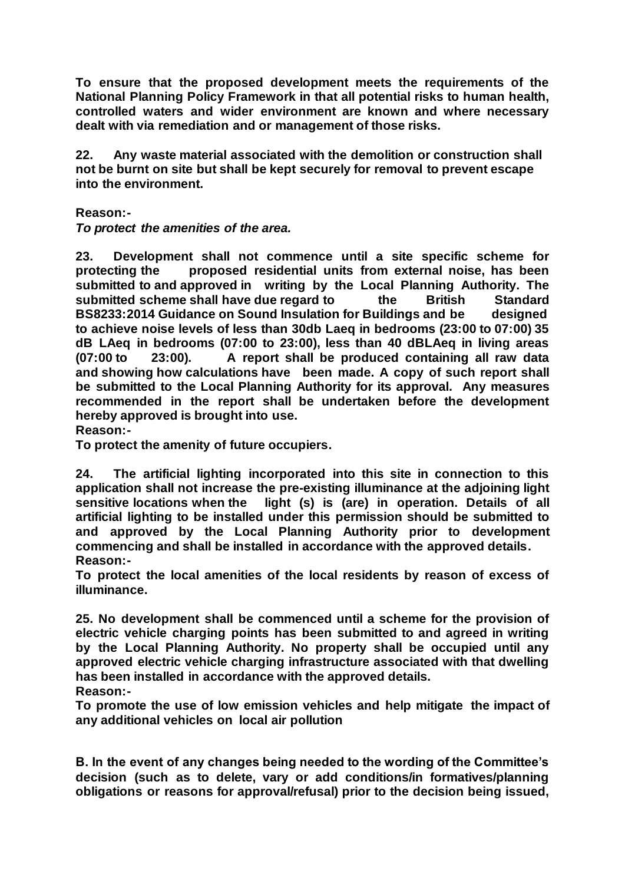**To ensure that the proposed development meets the requirements of the National Planning Policy Framework in that all potential risks to human health, controlled waters and wider environment are known and where necessary dealt with via remediation and or management of those risks.**

**22. Any waste material associated with the demolition or construction shall not be burnt on site but shall be kept securely for removal to prevent escape into the environment.**

**Reason:-**

***To protect the amenities of the area.***

**23. Development shall not commence until a site specific scheme for protecting the proposed residential units from external noise, has been submitted to and approved in writing by the Local Planning Authority. The submitted scheme shall have due regard to the British Standard BS8233:2014 Guidance on Sound Insulation for Buildings and be designed to achieve noise levels of less than 30db Laeq in bedrooms (23:00 to 07:00) 35 dB LAeq in bedrooms (07:00 to 23:00), less than 40 dBLAeq in living areas (07:00 to 23:00). A report shall be produced containing all raw data and showing how calculations have been made. A copy of such report shall be submitted to the Local Planning Authority for its approval. Any measures recommended in the report shall be undertaken before the development hereby approved is brought into use.**

**Reason:-**

**To protect the amenity of future occupiers.**

**24. The artificial lighting incorporated into this site in connection to this application shall not increase the pre-existing illuminance at the adjoining light sensitive locations when the light (s) is (are) in operation. Details of all artificial lighting to be installed under this permission should be submitted to and approved by the Local Planning Authority prior to development commencing and shall be installed in accordance with the approved details.**

**Reason:-**

**To protect the local amenities of the local residents by reason of excess of illuminance.**

**25. No development shall be commenced until a scheme for the provision of electric vehicle charging points has been submitted to and agreed in writing by the Local Planning Authority. No property shall be occupied until any approved electric vehicle charging infrastructure associated with that dwelling has been installed in accordance with the approved details.**

**Reason:-**

**To promote the use of low emission vehicles and help mitigate the impact of any additional vehicles on local air pollution**

**B. In the event of any changes being needed to the wording of the Committee's decision (such as to delete, vary or add conditions/in formatives/planning obligations or reasons for approval/refusal) prior to the decision being issued,**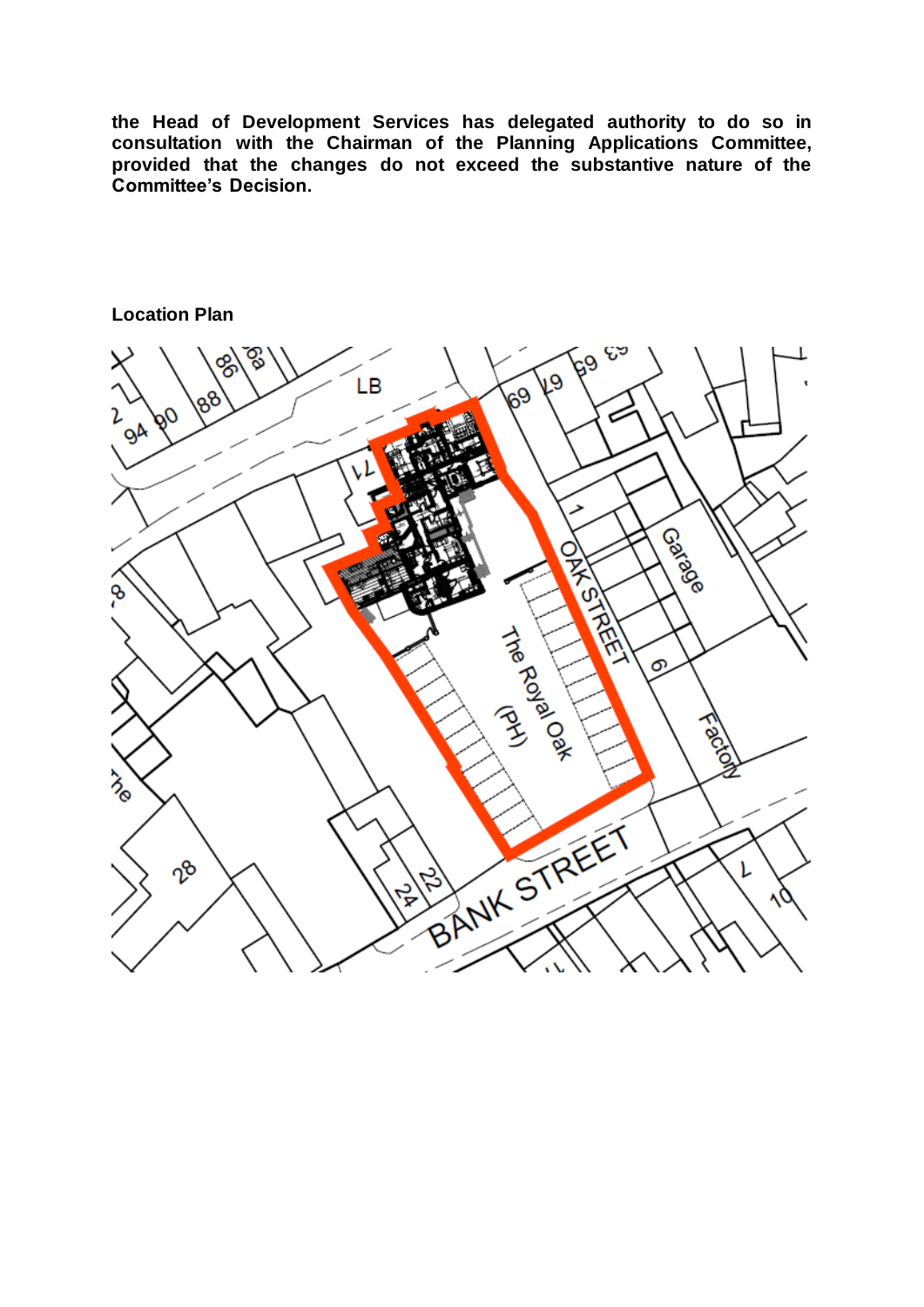**the Head of Development Services has delegated authority to do so in consultation with the Chairman of the Planning Applications Committee, provided that the changes do not exceed the substantive nature of the Committee's Decision.**

**Location Plan**